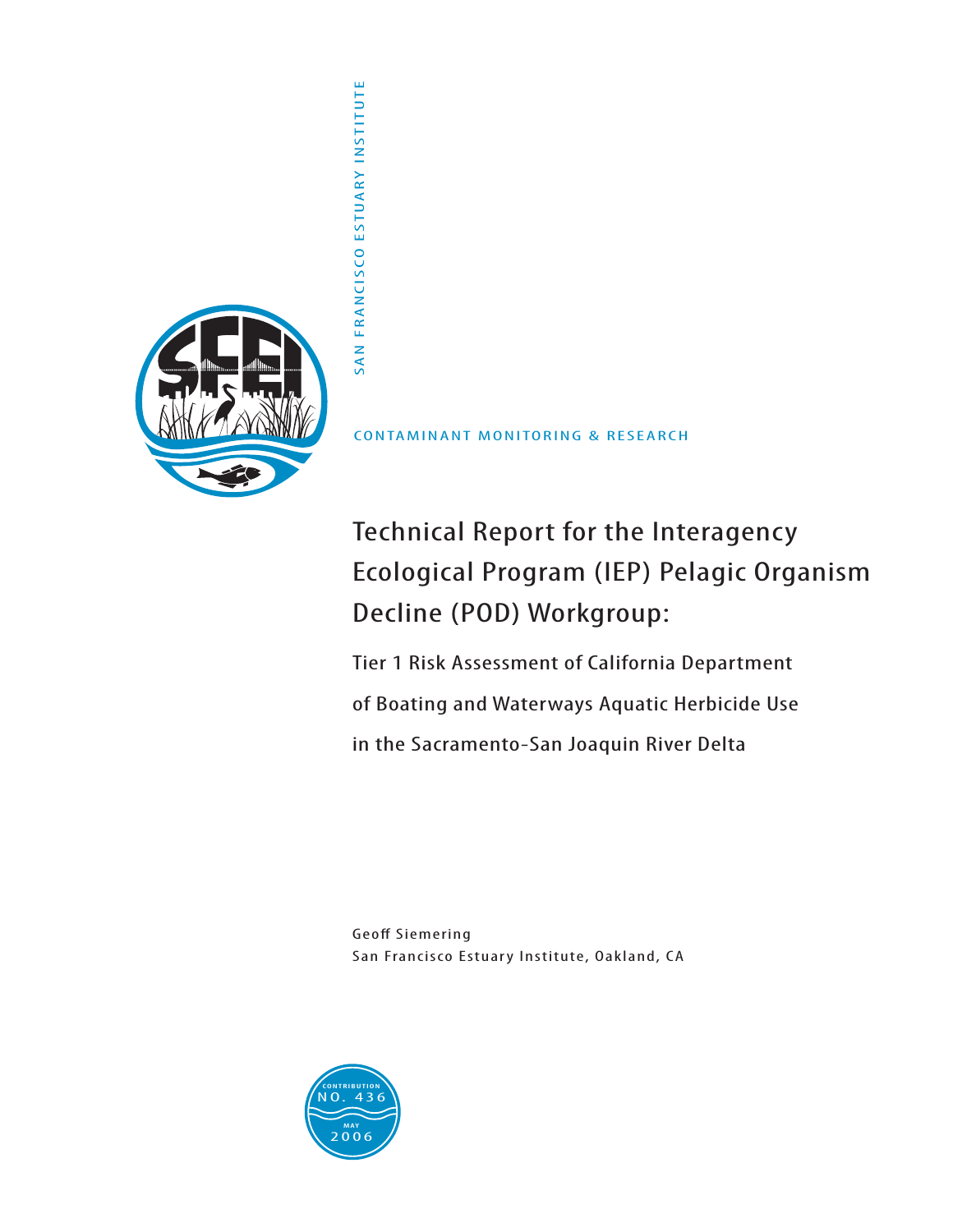SAN FRANCISCO ESTUARY INSTITUTE

CONTAMINANT MONITORING & RESEARCH

# Technical Report for the Interagency Ecological Program (IEP) Pelagic Organism Decline (POD) Workgroup:

## Tier 1 Risk Assessment of California Department of Boating and Waterways Aquatic Herbicide Use in the Sacramento-San Joaquin River Delta

Geoff Siemering
San Francisco Estuary Institute, Oakland, CA

CONTRIBUTION NO. 436
MAY 2006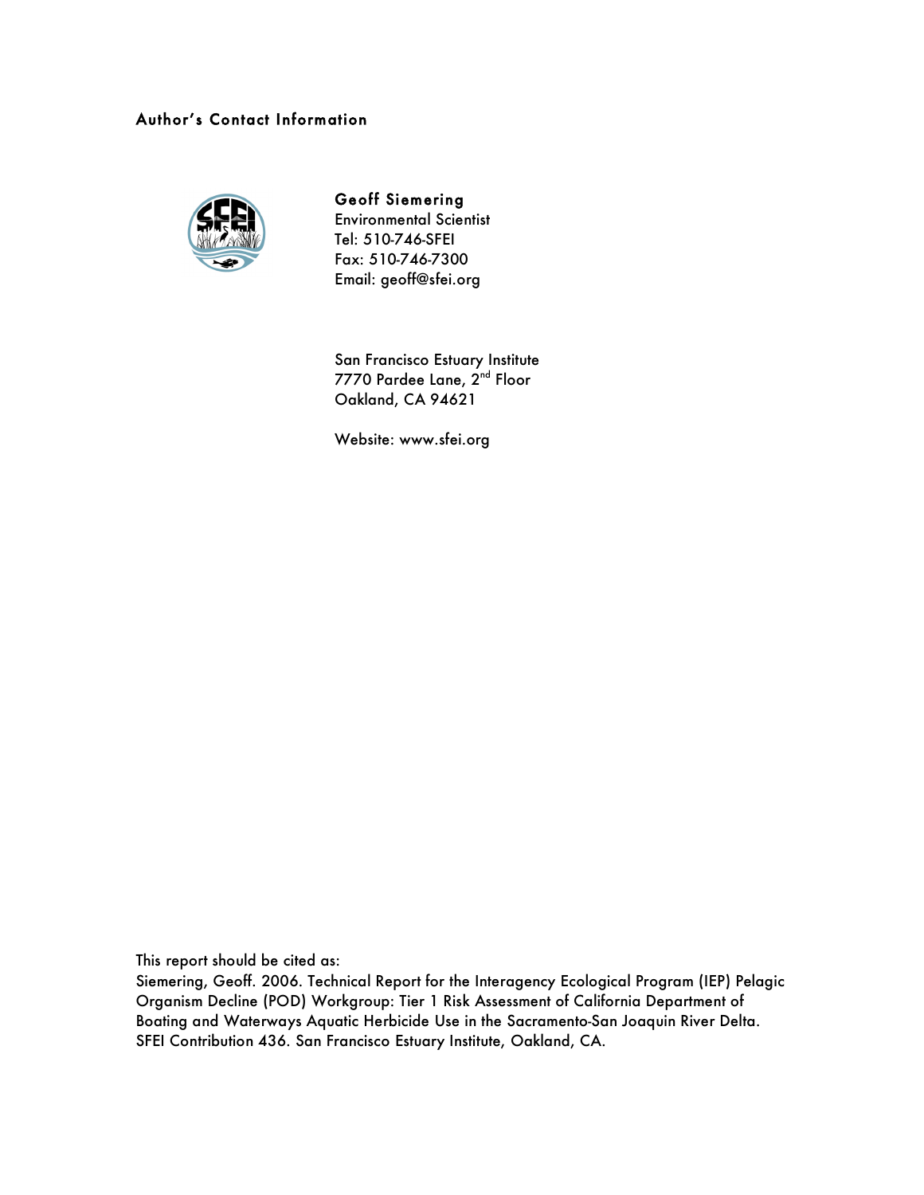## Author's Contact Information

**Geoff Siemering**
Environmental Scientist
Tel: 510-746-SFEI
Fax: 510-746-7300
Email: geoff@sfei.org

San Francisco Estuary Institute
7770 Pardee Lane, 2nd Floor
Oakland, CA 94621

Website: www.sfei.org

This report should be cited as:
Siemering, Geoff. 2006. Technical Report for the Interagency Ecological Program (IEP) Pelagic Organism Decline (POD) Workgroup: Tier 1 Risk Assessment of California Department of Boating and Waterways Aquatic Herbicide Use in the Sacramento-San Joaquin River Delta. SFEI Contribution 436. San Francisco Estuary Institute, Oakland, CA.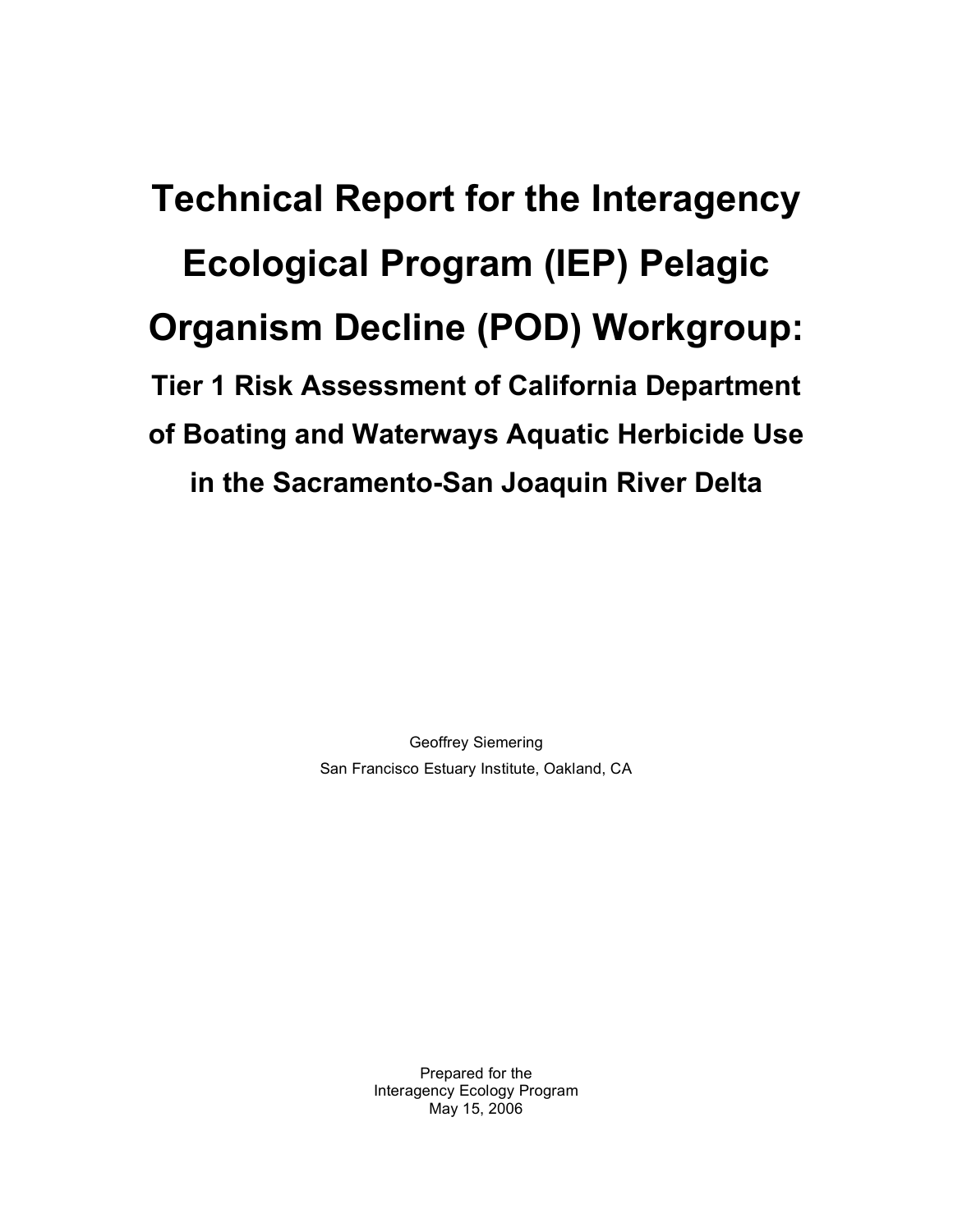# Technical Report for the Interagency Ecological Program (IEP) Pelagic Organism Decline (POD) Workgroup:

## Tier 1 Risk Assessment of California Department of Boating and Waterways Aquatic Herbicide Use in the Sacramento-San Joaquin River Delta

Geoffrey Siemering
San Francisco Estuary Institute, Oakland, CA

Prepared for the
Interagency Ecology Program
May 15, 2006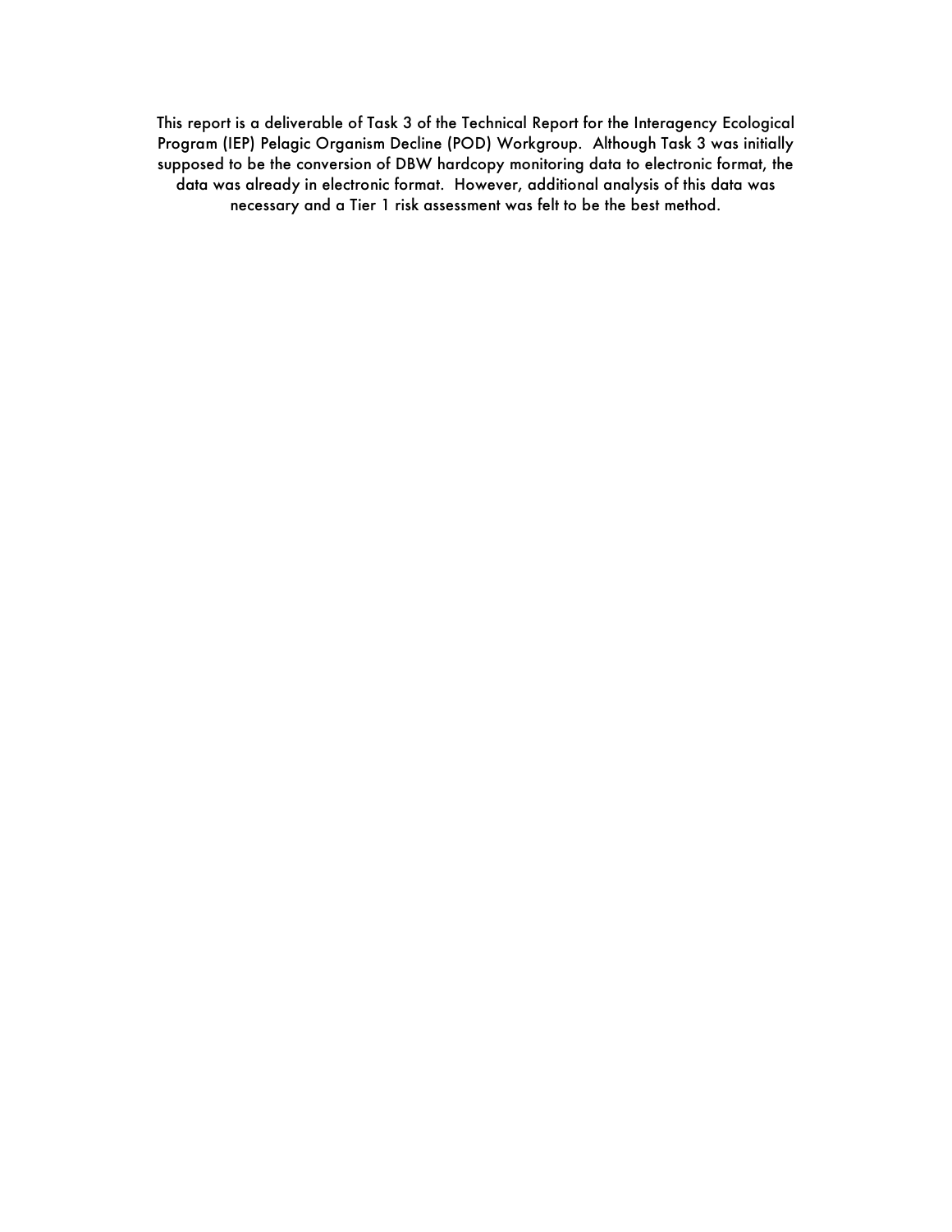This report is a deliverable of Task 3 of the Technical Report for the Interagency Ecological Program (IEP) Pelagic Organism Decline (POD) Workgroup. Although Task 3 was initially supposed to be the conversion of DBW hardcopy monitoring data to electronic format, the data was already in electronic format. However, additional analysis of this data was necessary and a Tier 1 risk assessment was felt to be the best method.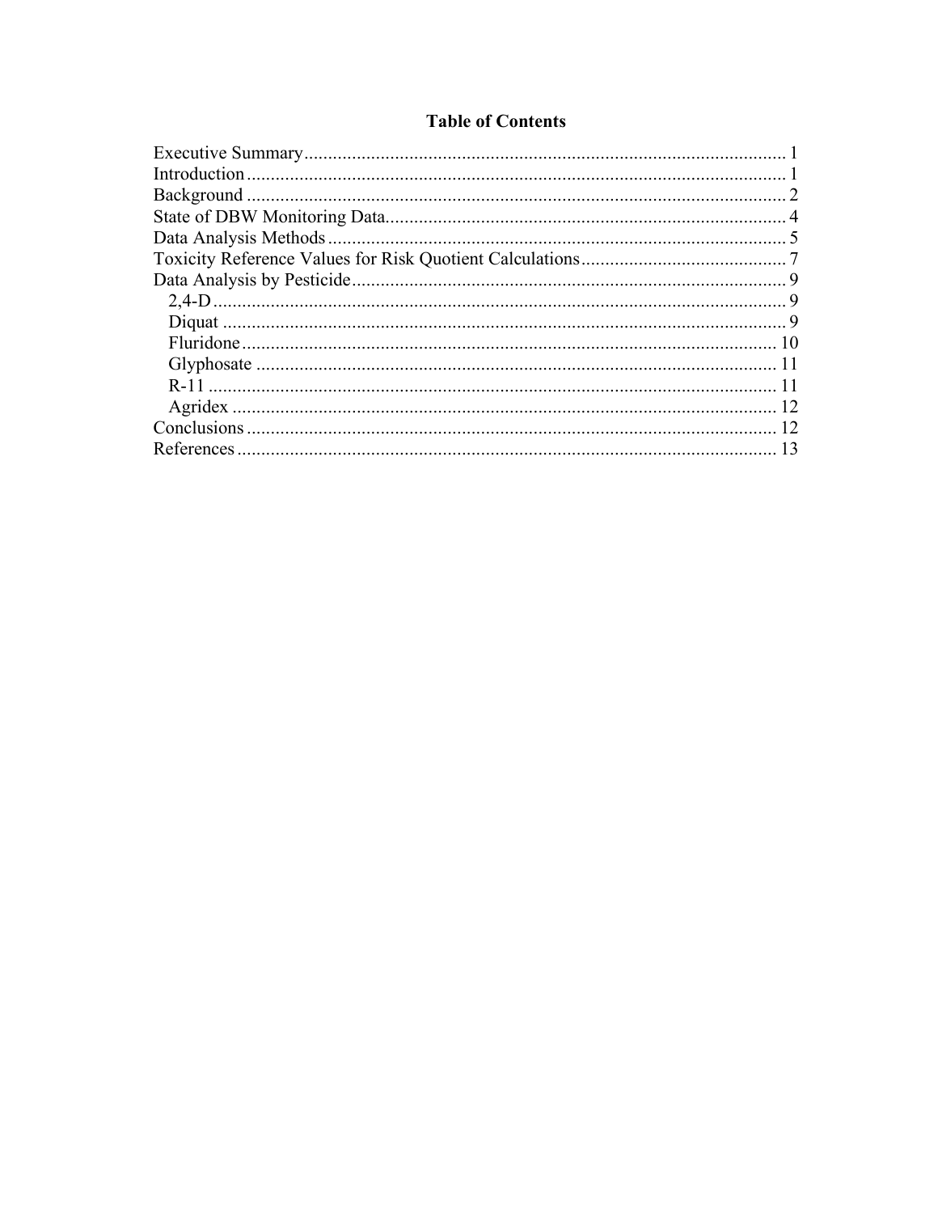## Table of Contents

Executive Summary ........................................................................................................ 1
Introduction ................................................................................................................... 1
Background ................................................................................................................... 2
State of DBW Monitoring Data ...................................................................................... 4
Data Analysis Methods .................................................................................................. 5
Toxicity Reference Values for Risk Quotient Calculations ............................................ 7
Data Analysis by Pesticide ............................................................................................. 9
  2,4-D .......................................................................................................................... 9
  Diquat ......................................................................................................................... 9
  Fluridone ................................................................................................................... 10
  Glyphosate ................................................................................................................ 11
  R-11 .......................................................................................................................... 11
  Agridex ..................................................................................................................... 12
Conclusions .................................................................................................................. 12
References ................................................................................................................... 13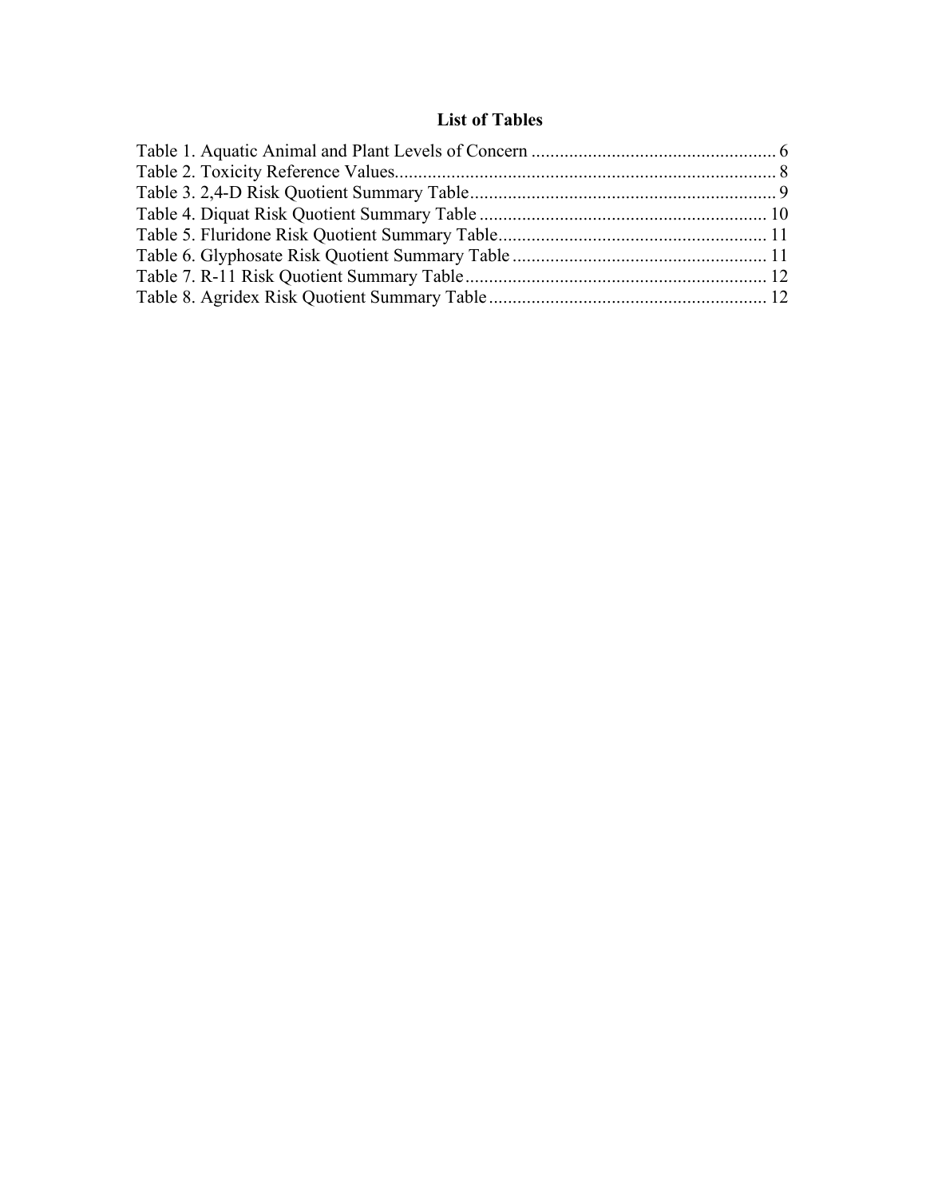## List of Tables

Table 1. Aquatic Animal and Plant Levels of Concern .................................................... 6
Table 2. Toxicity Reference Values................................................................................. 8
Table 3. 2,4-D Risk Quotient Summary Table.................................................................. 9
Table 4. Diquat Risk Quotient Summary Table ............................................................. 10
Table 5. Fluridone Risk Quotient Summary Table......................................................... 11
Table 6. Glyphosate Risk Quotient Summary Table ...................................................... 11
Table 7. R-11 Risk Quotient Summary Table ................................................................ 12
Table 8. Agridex Risk Quotient Summary Table ........................................................... 12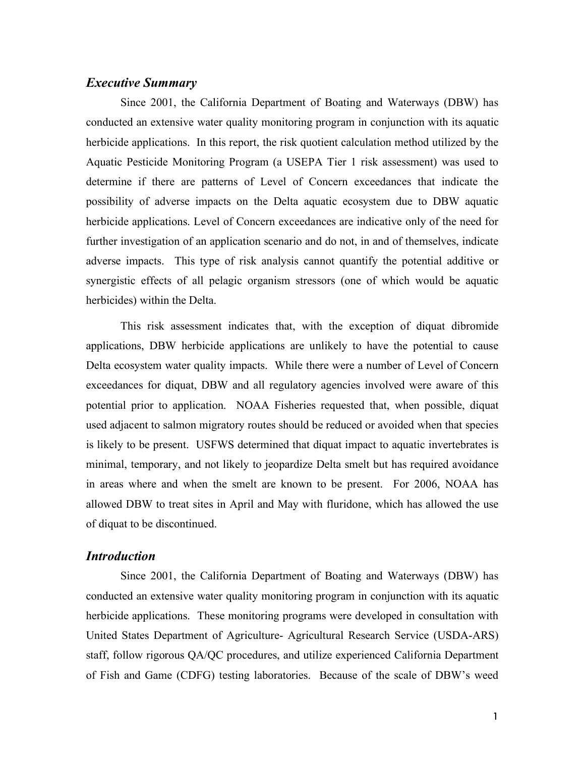## *Executive Summary*

Since 2001, the California Department of Boating and Waterways (DBW) has conducted an extensive water quality monitoring program in conjunction with its aquatic herbicide applications. In this report, the risk quotient calculation method utilized by the Aquatic Pesticide Monitoring Program (a USEPA Tier 1 risk assessment) was used to determine if there are patterns of Level of Concern exceedances that indicate the possibility of adverse impacts on the Delta aquatic ecosystem due to DBW aquatic herbicide applications. Level of Concern exceedances are indicative only of the need for further investigation of an application scenario and do not, in and of themselves, indicate adverse impacts. This type of risk analysis cannot quantify the potential additive or synergistic effects of all pelagic organism stressors (one of which would be aquatic herbicides) within the Delta.

This risk assessment indicates that, with the exception of diquat dibromide applications, DBW herbicide applications are unlikely to have the potential to cause Delta ecosystem water quality impacts. While there were a number of Level of Concern exceedances for diquat, DBW and all regulatory agencies involved were aware of this potential prior to application. NOAA Fisheries requested that, when possible, diquat used adjacent to salmon migratory routes should be reduced or avoided when that species is likely to be present. USFWS determined that diquat impact to aquatic invertebrates is minimal, temporary, and not likely to jeopardize Delta smelt but has required avoidance in areas where and when the smelt are known to be present. For 2006, NOAA has allowed DBW to treat sites in April and May with fluridone, which has allowed the use of diquat to be discontinued.

## *Introduction*

Since 2001, the California Department of Boating and Waterways (DBW) has conducted an extensive water quality monitoring program in conjunction with its aquatic herbicide applications. These monitoring programs were developed in consultation with United States Department of Agriculture- Agricultural Research Service (USDA-ARS) staff, follow rigorous QA/QC procedures, and utilize experienced California Department of Fish and Game (CDFG) testing laboratories. Because of the scale of DBW's weed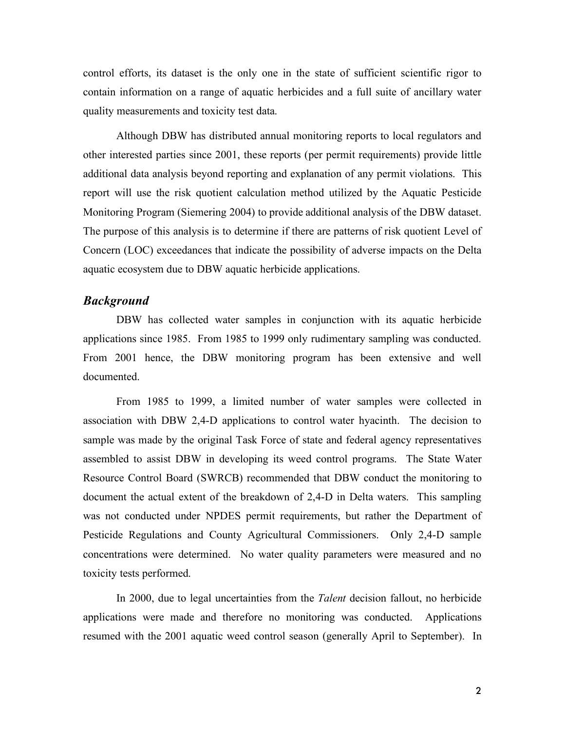control efforts, its dataset is the only one in the state of sufficient scientific rigor to contain information on a range of aquatic herbicides and a full suite of ancillary water quality measurements and toxicity test data.

Although DBW has distributed annual monitoring reports to local regulators and other interested parties since 2001, these reports (per permit requirements) provide little additional data analysis beyond reporting and explanation of any permit violations. This report will use the risk quotient calculation method utilized by the Aquatic Pesticide Monitoring Program (Siemering 2004) to provide additional analysis of the DBW dataset. The purpose of this analysis is to determine if there are patterns of risk quotient Level of Concern (LOC) exceedances that indicate the possibility of adverse impacts on the Delta aquatic ecosystem due to DBW aquatic herbicide applications.

## *Background*

DBW has collected water samples in conjunction with its aquatic herbicide applications since 1985. From 1985 to 1999 only rudimentary sampling was conducted. From 2001 hence, the DBW monitoring program has been extensive and well documented.

From 1985 to 1999, a limited number of water samples were collected in association with DBW 2,4-D applications to control water hyacinth. The decision to sample was made by the original Task Force of state and federal agency representatives assembled to assist DBW in developing its weed control programs. The State Water Resource Control Board (SWRCB) recommended that DBW conduct the monitoring to document the actual extent of the breakdown of 2,4-D in Delta waters. This sampling was not conducted under NPDES permit requirements, but rather the Department of Pesticide Regulations and County Agricultural Commissioners. Only 2,4-D sample concentrations were determined. No water quality parameters were measured and no toxicity tests performed.

In 2000, due to legal uncertainties from the *Talent* decision fallout, no herbicide applications were made and therefore no monitoring was conducted. Applications resumed with the 2001 aquatic weed control season (generally April to September). In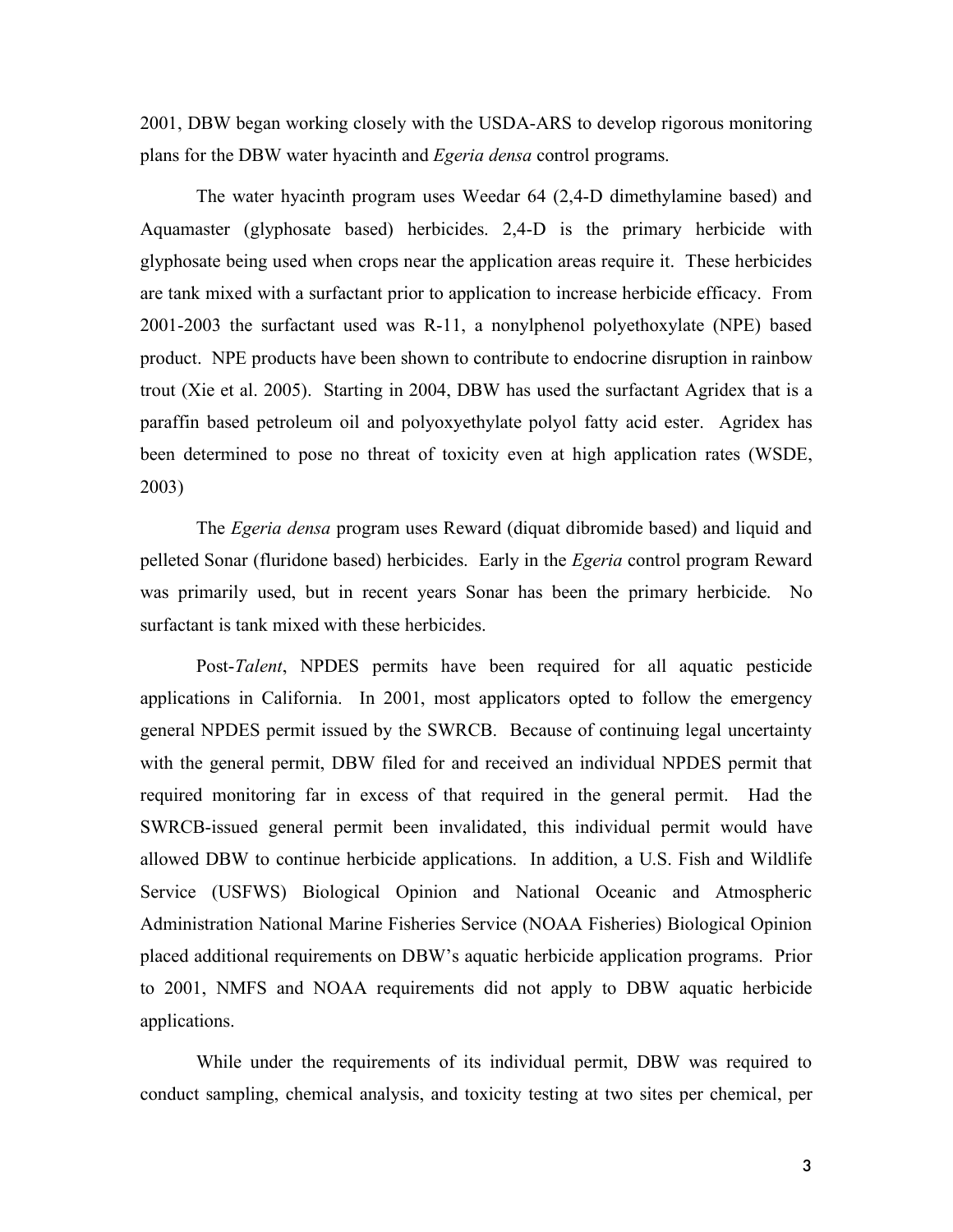2001, DBW began working closely with the USDA-ARS to develop rigorous monitoring plans for the DBW water hyacinth and *Egeria densa* control programs.

The water hyacinth program uses Weedar 64 (2,4-D dimethylamine based) and Aquamaster (glyphosate based) herbicides. 2,4-D is the primary herbicide with glyphosate being used when crops near the application areas require it. These herbicides are tank mixed with a surfactant prior to application to increase herbicide efficacy. From 2001-2003 the surfactant used was R-11, a nonylphenol polyethoxylate (NPE) based product. NPE products have been shown to contribute to endocrine disruption in rainbow trout (Xie et al. 2005). Starting in 2004, DBW has used the surfactant Agridex that is a paraffin based petroleum oil and polyoxyethylate polyol fatty acid ester. Agridex has been determined to pose no threat of toxicity even at high application rates (WSDE, 2003)

The *Egeria densa* program uses Reward (diquat dibromide based) and liquid and pelleted Sonar (fluridone based) herbicides. Early in the *Egeria* control program Reward was primarily used, but in recent years Sonar has been the primary herbicide. No surfactant is tank mixed with these herbicides.

Post-*Talent*, NPDES permits have been required for all aquatic pesticide applications in California. In 2001, most applicators opted to follow the emergency general NPDES permit issued by the SWRCB. Because of continuing legal uncertainty with the general permit, DBW filed for and received an individual NPDES permit that required monitoring far in excess of that required in the general permit. Had the SWRCB-issued general permit been invalidated, this individual permit would have allowed DBW to continue herbicide applications. In addition, a U.S. Fish and Wildlife Service (USFWS) Biological Opinion and National Oceanic and Atmospheric Administration National Marine Fisheries Service (NOAA Fisheries) Biological Opinion placed additional requirements on DBW's aquatic herbicide application programs. Prior to 2001, NMFS and NOAA requirements did not apply to DBW aquatic herbicide applications.

While under the requirements of its individual permit, DBW was required to conduct sampling, chemical analysis, and toxicity testing at two sites per chemical, per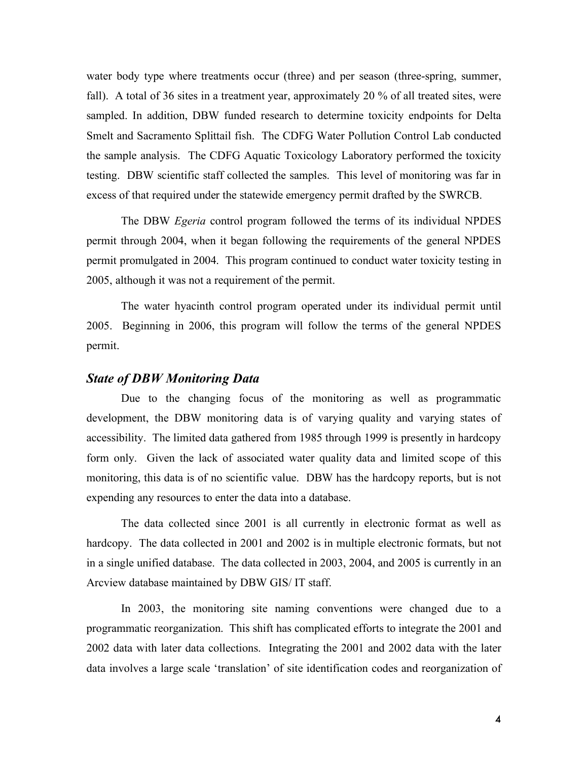water body type where treatments occur (three) and per season (three-spring, summer, fall). A total of 36 sites in a treatment year, approximately 20 % of all treated sites, were sampled. In addition, DBW funded research to determine toxicity endpoints for Delta Smelt and Sacramento Splittail fish. The CDFG Water Pollution Control Lab conducted the sample analysis. The CDFG Aquatic Toxicology Laboratory performed the toxicity testing. DBW scientific staff collected the samples. This level of monitoring was far in excess of that required under the statewide emergency permit drafted by the SWRCB.

The DBW *Egeria* control program followed the terms of its individual NPDES permit through 2004, when it began following the requirements of the general NPDES permit promulgated in 2004. This program continued to conduct water toxicity testing in 2005, although it was not a requirement of the permit.

The water hyacinth control program operated under its individual permit until 2005. Beginning in 2006, this program will follow the terms of the general NPDES permit.

### *State of DBW Monitoring Data*

Due to the changing focus of the monitoring as well as programmatic development, the DBW monitoring data is of varying quality and varying states of accessibility. The limited data gathered from 1985 through 1999 is presently in hardcopy form only. Given the lack of associated water quality data and limited scope of this monitoring, this data is of no scientific value. DBW has the hardcopy reports, but is not expending any resources to enter the data into a database.

The data collected since 2001 is all currently in electronic format as well as hardcopy. The data collected in 2001 and 2002 is in multiple electronic formats, but not in a single unified database. The data collected in 2003, 2004, and 2005 is currently in an Arcview database maintained by DBW GIS/ IT staff.

In 2003, the monitoring site naming conventions were changed due to a programmatic reorganization. This shift has complicated efforts to integrate the 2001 and 2002 data with later data collections. Integrating the 2001 and 2002 data with the later data involves a large scale 'translation' of site identification codes and reorganization of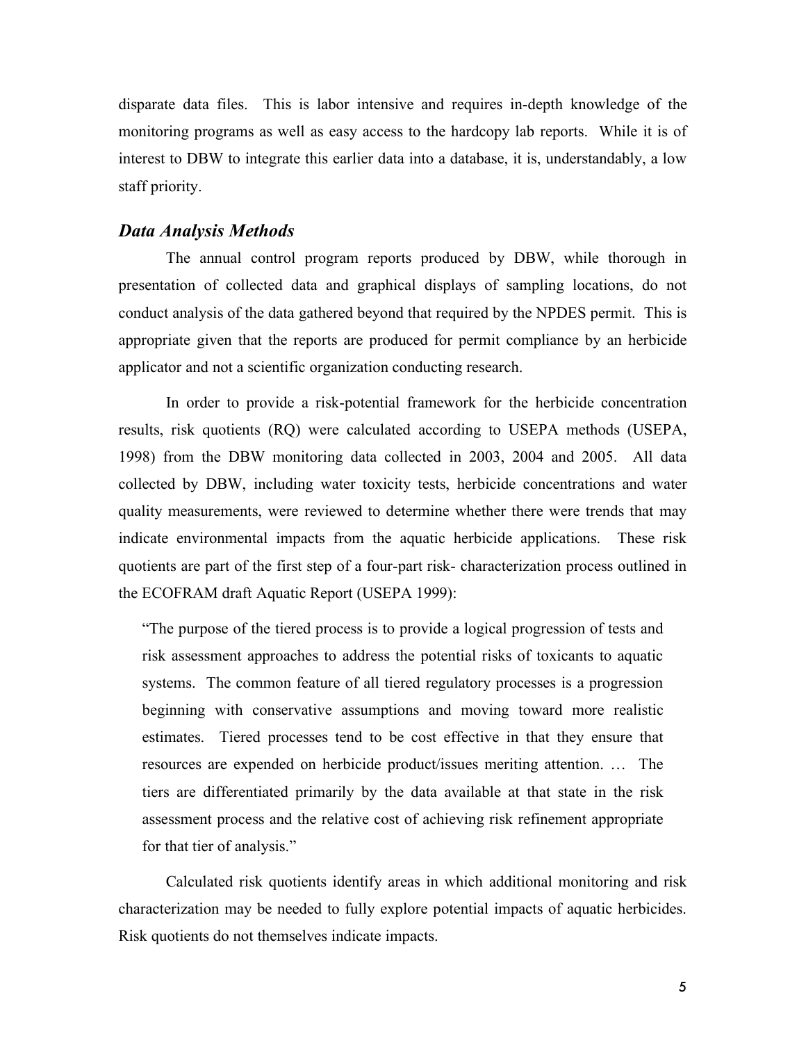disparate data files. This is labor intensive and requires in-depth knowledge of the monitoring programs as well as easy access to the hardcopy lab reports. While it is of interest to DBW to integrate this earlier data into a database, it is, understandably, a low staff priority.

### *Data Analysis Methods*

The annual control program reports produced by DBW, while thorough in presentation of collected data and graphical displays of sampling locations, do not conduct analysis of the data gathered beyond that required by the NPDES permit. This is appropriate given that the reports are produced for permit compliance by an herbicide applicator and not a scientific organization conducting research.

In order to provide a risk-potential framework for the herbicide concentration results, risk quotients (RQ) were calculated according to USEPA methods (USEPA, 1998) from the DBW monitoring data collected in 2003, 2004 and 2005. All data collected by DBW, including water toxicity tests, herbicide concentrations and water quality measurements, were reviewed to determine whether there were trends that may indicate environmental impacts from the aquatic herbicide applications. These risk quotients are part of the first step of a four-part risk- characterization process outlined in the ECOFRAM draft Aquatic Report (USEPA 1999):

> "The purpose of the tiered process is to provide a logical progression of tests and risk assessment approaches to address the potential risks of toxicants to aquatic systems. The common feature of all tiered regulatory processes is a progression beginning with conservative assumptions and moving toward more realistic estimates. Tiered processes tend to be cost effective in that they ensure that resources are expended on herbicide product/issues meriting attention. … The tiers are differentiated primarily by the data available at that state in the risk assessment process and the relative cost of achieving risk refinement appropriate for that tier of analysis."

Calculated risk quotients identify areas in which additional monitoring and risk characterization may be needed to fully explore potential impacts of aquatic herbicides. Risk quotients do not themselves indicate impacts.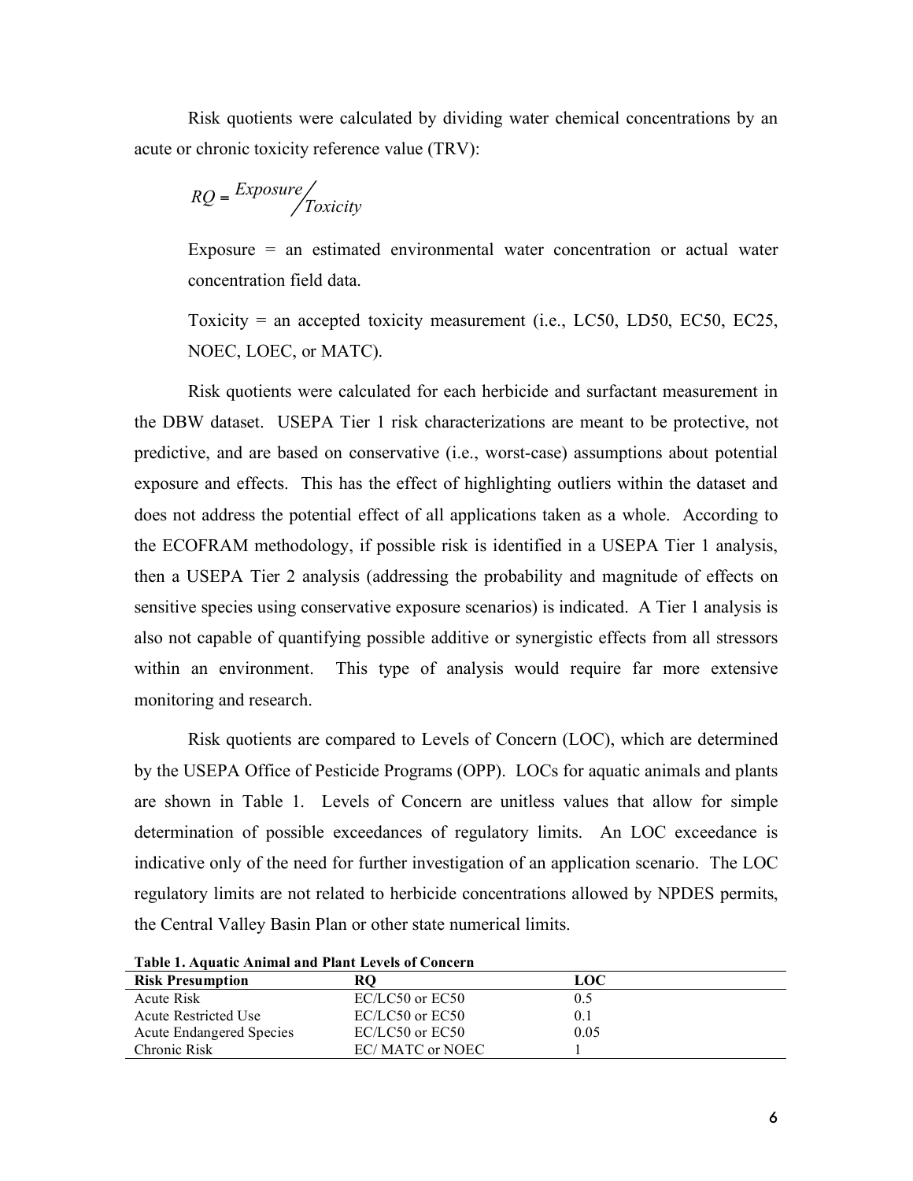Risk quotients were calculated by dividing water chemical concentrations by an acute or chronic toxicity reference value (TRV):

$$RQ = \frac{Exposure}{Toxicity}$$

Exposure = an estimated environmental water concentration or actual water concentration field data.

Toxicity = an accepted toxicity measurement (i.e., LC50, LD50, EC50, EC25, NOEC, LOEC, or MATC).

Risk quotients were calculated for each herbicide and surfactant measurement in the DBW dataset. USEPA Tier 1 risk characterizations are meant to be protective, not predictive, and are based on conservative (i.e., worst-case) assumptions about potential exposure and effects. This has the effect of highlighting outliers within the dataset and does not address the potential effect of all applications taken as a whole. According to the ECOFRAM methodology, if possible risk is identified in a USEPA Tier 1 analysis, then a USEPA Tier 2 analysis (addressing the probability and magnitude of effects on sensitive species using conservative exposure scenarios) is indicated. A Tier 1 analysis is also not capable of quantifying possible additive or synergistic effects from all stressors within an environment. This type of analysis would require far more extensive monitoring and research.

Risk quotients are compared to Levels of Concern (LOC), which are determined by the USEPA Office of Pesticide Programs (OPP). LOCs for aquatic animals and plants are shown in Table 1. Levels of Concern are unitless values that allow for simple determination of possible exceedances of regulatory limits. An LOC exceedance is indicative only of the need for further investigation of an application scenario. The LOC regulatory limits are not related to herbicide concentrations allowed by NPDES permits, the Central Valley Basin Plan or other state numerical limits.

**Table 1. Aquatic Animal and Plant Levels of Concern**

| Risk Presumption | RQ | LOC |
|---|---|---|
| Acute Risk | EC/LC50 or EC50 | 0.5 |
| Acute Restricted Use | EC/LC50 or EC50 | 0.1 |
| Acute Endangered Species | EC/LC50 or EC50 | 0.05 |
| Chronic Risk | EC/ MATC or NOEC | 1 |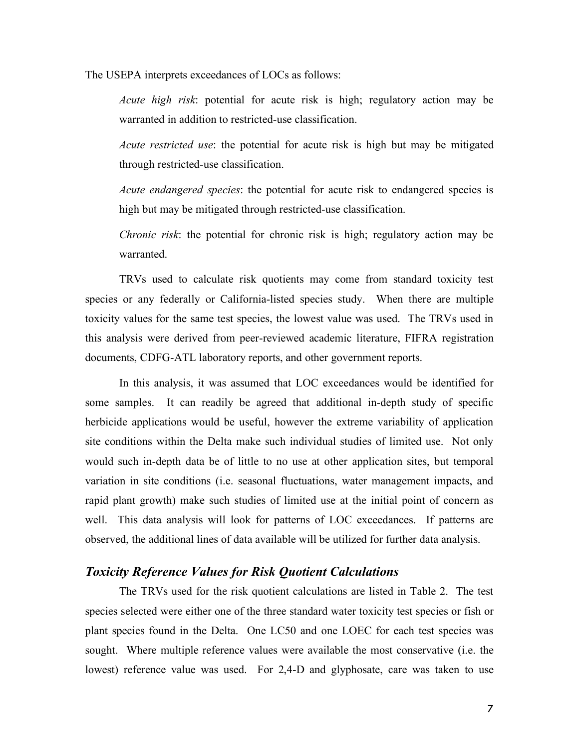The USEPA interprets exceedances of LOCs as follows:

> *Acute high risk*: potential for acute risk is high; regulatory action may be warranted in addition to restricted-use classification.
>
> *Acute restricted use*: the potential for acute risk is high but may be mitigated through restricted-use classification.
>
> *Acute endangered species*: the potential for acute risk to endangered species is high but may be mitigated through restricted-use classification.
>
> *Chronic risk*: the potential for chronic risk is high; regulatory action may be warranted.

TRVs used to calculate risk quotients may come from standard toxicity test species or any federally or California-listed species study. When there are multiple toxicity values for the same test species, the lowest value was used. The TRVs used in this analysis were derived from peer-reviewed academic literature, FIFRA registration documents, CDFG-ATL laboratory reports, and other government reports.

In this analysis, it was assumed that LOC exceedances would be identified for some samples. It can readily be agreed that additional in-depth study of specific herbicide applications would be useful, however the extreme variability of application site conditions within the Delta make such individual studies of limited use. Not only would such in-depth data be of little to no use at other application sites, but temporal variation in site conditions (i.e. seasonal fluctuations, water management impacts, and rapid plant growth) make such studies of limited use at the initial point of concern as well. This data analysis will look for patterns of LOC exceedances. If patterns are observed, the additional lines of data available will be utilized for further data analysis.

### *Toxicity Reference Values for Risk Quotient Calculations*

The TRVs used for the risk quotient calculations are listed in Table 2. The test species selected were either one of the three standard water toxicity test species or fish or plant species found in the Delta. One LC50 and one LOEC for each test species was sought. Where multiple reference values were available the most conservative (i.e. the lowest) reference value was used. For 2,4-D and glyphosate, care was taken to use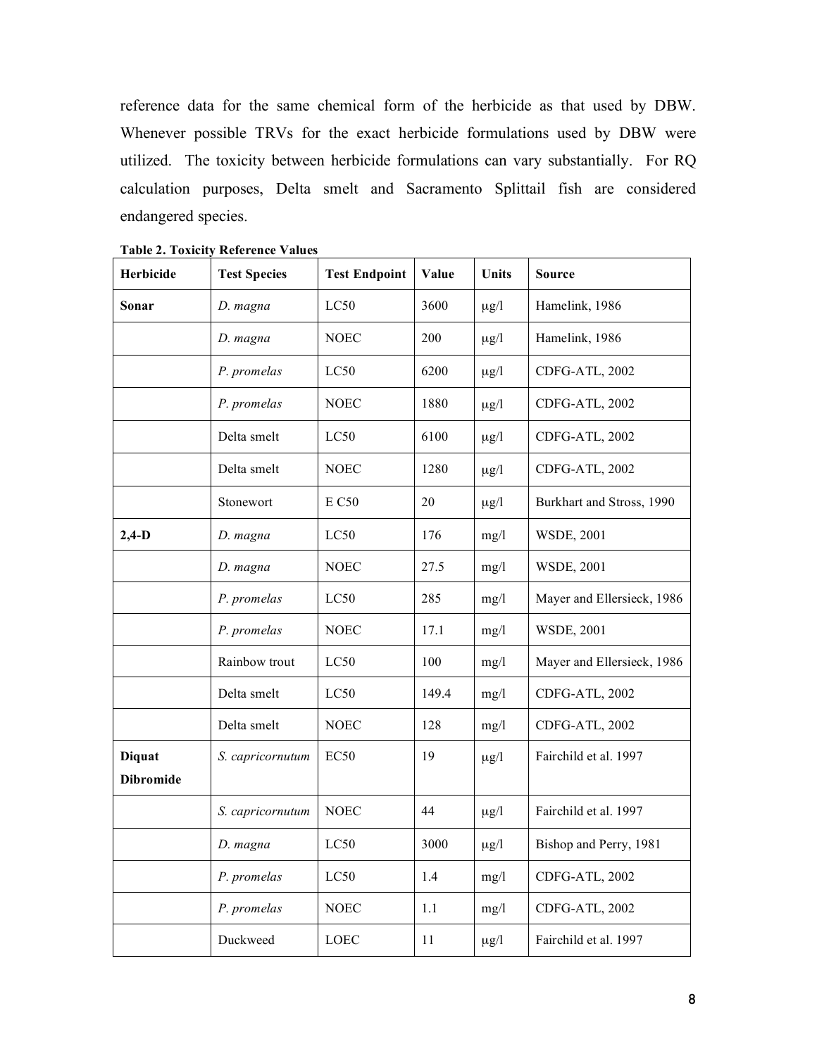reference data for the same chemical form of the herbicide as that used by DBW. Whenever possible TRVs for the exact herbicide formulations used by DBW were utilized. The toxicity between herbicide formulations can vary substantially. For RQ calculation purposes, Delta smelt and Sacramento Splittail fish are considered endangered species.

**Table 2. Toxicity Reference Values**

| Herbicide | Test Species | Test Endpoint | Value | Units | Source |
|---|---|---|---|---|---|
| **Sonar** | *D. magna* | LC50 | 3600 | μg/l | Hamelink, 1986 |
| | *D. magna* | NOEC | 200 | μg/l | Hamelink, 1986 |
| | *P. promelas* | LC50 | 6200 | μg/l | CDFG-ATL, 2002 |
| | *P. promelas* | NOEC | 1880 | μg/l | CDFG-ATL, 2002 |
| | Delta smelt | LC50 | 6100 | μg/l | CDFG-ATL, 2002 |
| | Delta smelt | NOEC | 1280 | μg/l | CDFG-ATL, 2002 |
| | Stonewort | E C50 | 20 | μg/l | Burkhart and Stross, 1990 |
| **2,4-D** | *D. magna* | LC50 | 176 | mg/l | WSDE, 2001 |
| | *D. magna* | NOEC | 27.5 | mg/l | WSDE, 2001 |
| | *P. promelas* | LC50 | 285 | mg/l | Mayer and Ellersieck, 1986 |
| | *P. promelas* | NOEC | 17.1 | mg/l | WSDE, 2001 |
| | Rainbow trout | LC50 | 100 | mg/l | Mayer and Ellersieck, 1986 |
| | Delta smelt | LC50 | 149.4 | mg/l | CDFG-ATL, 2002 |
| | Delta smelt | NOEC | 128 | mg/l | CDFG-ATL, 2002 |
| **Diquat Dibromide** | *S. capricornutum* | EC50 | 19 | μg/l | Fairchild et al. 1997 |
| | *S. capricornutum* | NOEC | 44 | μg/l | Fairchild et al. 1997 |
| | *D. magna* | LC50 | 3000 | μg/l | Bishop and Perry, 1981 |
| | *P. promelas* | LC50 | 1.4 | mg/l | CDFG-ATL, 2002 |
| | *P. promelas* | NOEC | 1.1 | mg/l | CDFG-ATL, 2002 |
| | Duckweed | LOEC | 11 | μg/l | Fairchild et al. 1997 |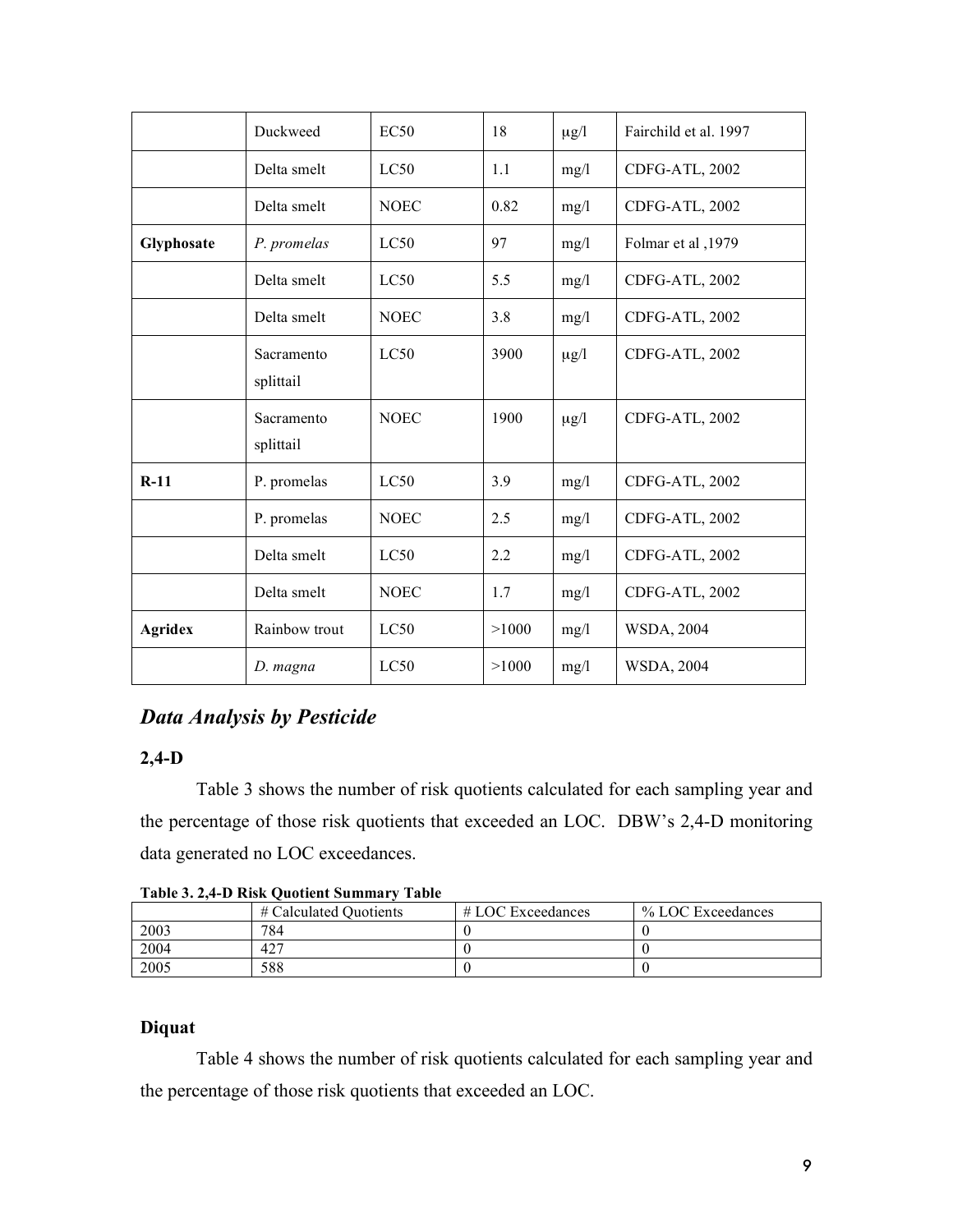|  | Duckweed | EC50 | 18 | μg/l | Fairchild et al. 1997 |
| --- | --- | --- | --- | --- | --- |
|  | Delta smelt | LC50 | 1.1 | mg/l | CDFG-ATL, 2002 |
|  | Delta smelt | NOEC | 0.82 | mg/l | CDFG-ATL, 2002 |
| **Glyphosate** | *P. promelas* | LC50 | 97 | mg/l | Folmar et al ,1979 |
|  | Delta smelt | LC50 | 5.5 | mg/l | CDFG-ATL, 2002 |
|  | Delta smelt | NOEC | 3.8 | mg/l | CDFG-ATL, 2002 |
|  | Sacramento splittail | LC50 | 3900 | μg/l | CDFG-ATL, 2002 |
|  | Sacramento splittail | NOEC | 1900 | μg/l | CDFG-ATL, 2002 |
| **R-11** | P. promelas | LC50 | 3.9 | mg/l | CDFG-ATL, 2002 |
|  | P. promelas | NOEC | 2.5 | mg/l | CDFG-ATL, 2002 |
|  | Delta smelt | LC50 | 2.2 | mg/l | CDFG-ATL, 2002 |
|  | Delta smelt | NOEC | 1.7 | mg/l | CDFG-ATL, 2002 |
| **Agridex** | Rainbow trout | LC50 | >1000 | mg/l | WSDA, 2004 |
|  | *D. magna* | LC50 | >1000 | mg/l | WSDA, 2004 |

## *Data Analysis by Pesticide*

### 2,4-D

Table 3 shows the number of risk quotients calculated for each sampling year and the percentage of those risk quotients that exceeded an LOC. DBW's 2,4-D monitoring data generated no LOC exceedances.

**Table 3. 2,4-D Risk Quotient Summary Table**

|  | # Calculated Quotients | # LOC Exceedances | % LOC Exceedances |
| --- | --- | --- | --- |
| 2003 | 784 | 0 | 0 |
| 2004 | 427 | 0 | 0 |
| 2005 | 588 | 0 | 0 |

### Diquat

Table 4 shows the number of risk quotients calculated for each sampling year and the percentage of those risk quotients that exceeded an LOC.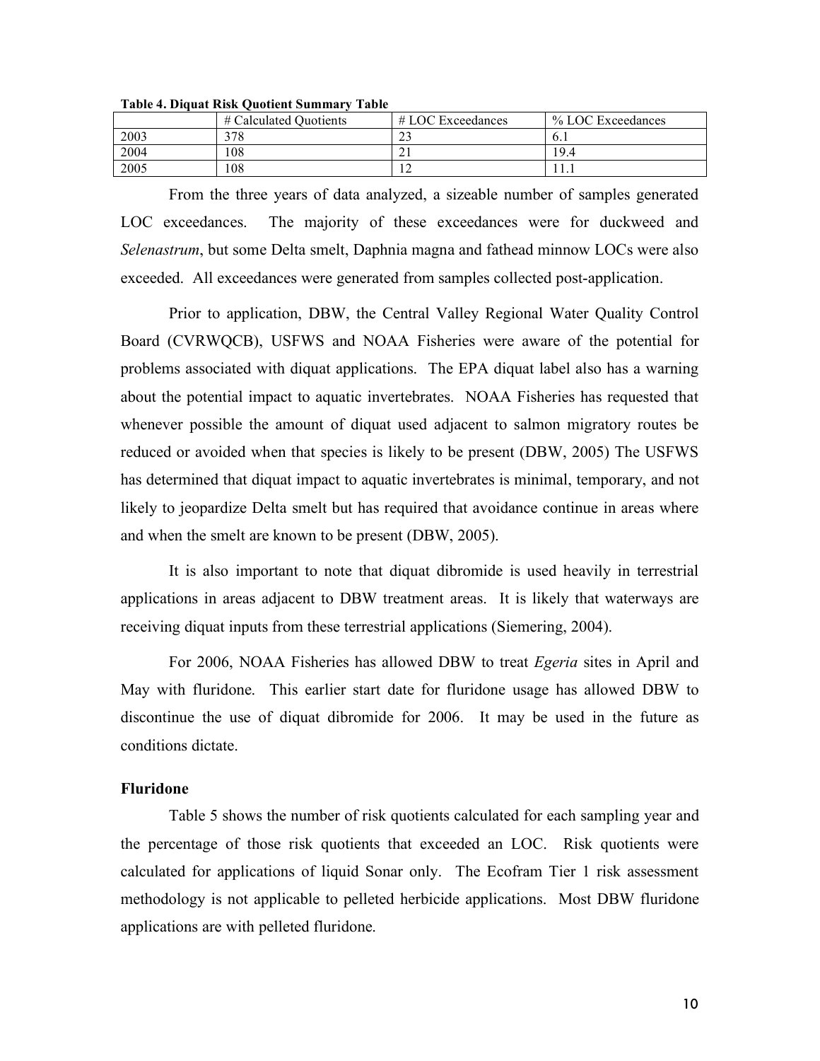**Table 4. Diquat Risk Quotient Summary Table**

| | # Calculated Quotients | # LOC Exceedances | % LOC Exceedances |
|---|---|---|---|
| 2003 | 378 | 23 | 6.1 |
| 2004 | 108 | 21 | 19.4 |
| 2005 | 108 | 12 | 11.1 |

From the three years of data analyzed, a sizeable number of samples generated LOC exceedances. The majority of these exceedances were for duckweed and *Selenastrum*, but some Delta smelt, Daphnia magna and fathead minnow LOCs were also exceeded. All exceedances were generated from samples collected post-application.

Prior to application, DBW, the Central Valley Regional Water Quality Control Board (CVRWQCB), USFWS and NOAA Fisheries were aware of the potential for problems associated with diquat applications. The EPA diquat label also has a warning about the potential impact to aquatic invertebrates. NOAA Fisheries has requested that whenever possible the amount of diquat used adjacent to salmon migratory routes be reduced or avoided when that species is likely to be present (DBW, 2005) The USFWS has determined that diquat impact to aquatic invertebrates is minimal, temporary, and not likely to jeopardize Delta smelt but has required that avoidance continue in areas where and when the smelt are known to be present (DBW, 2005).

It is also important to note that diquat dibromide is used heavily in terrestrial applications in areas adjacent to DBW treatment areas. It is likely that waterways are receiving diquat inputs from these terrestrial applications (Siemering, 2004).

For 2006, NOAA Fisheries has allowed DBW to treat *Egeria* sites in April and May with fluridone. This earlier start date for fluridone usage has allowed DBW to discontinue the use of diquat dibromide for 2006. It may be used in the future as conditions dictate.

### Fluridone

Table 5 shows the number of risk quotients calculated for each sampling year and the percentage of those risk quotients that exceeded an LOC. Risk quotients were calculated for applications of liquid Sonar only. The Ecofram Tier 1 risk assessment methodology is not applicable to pelleted herbicide applications. Most DBW fluridone applications are with pelleted fluridone.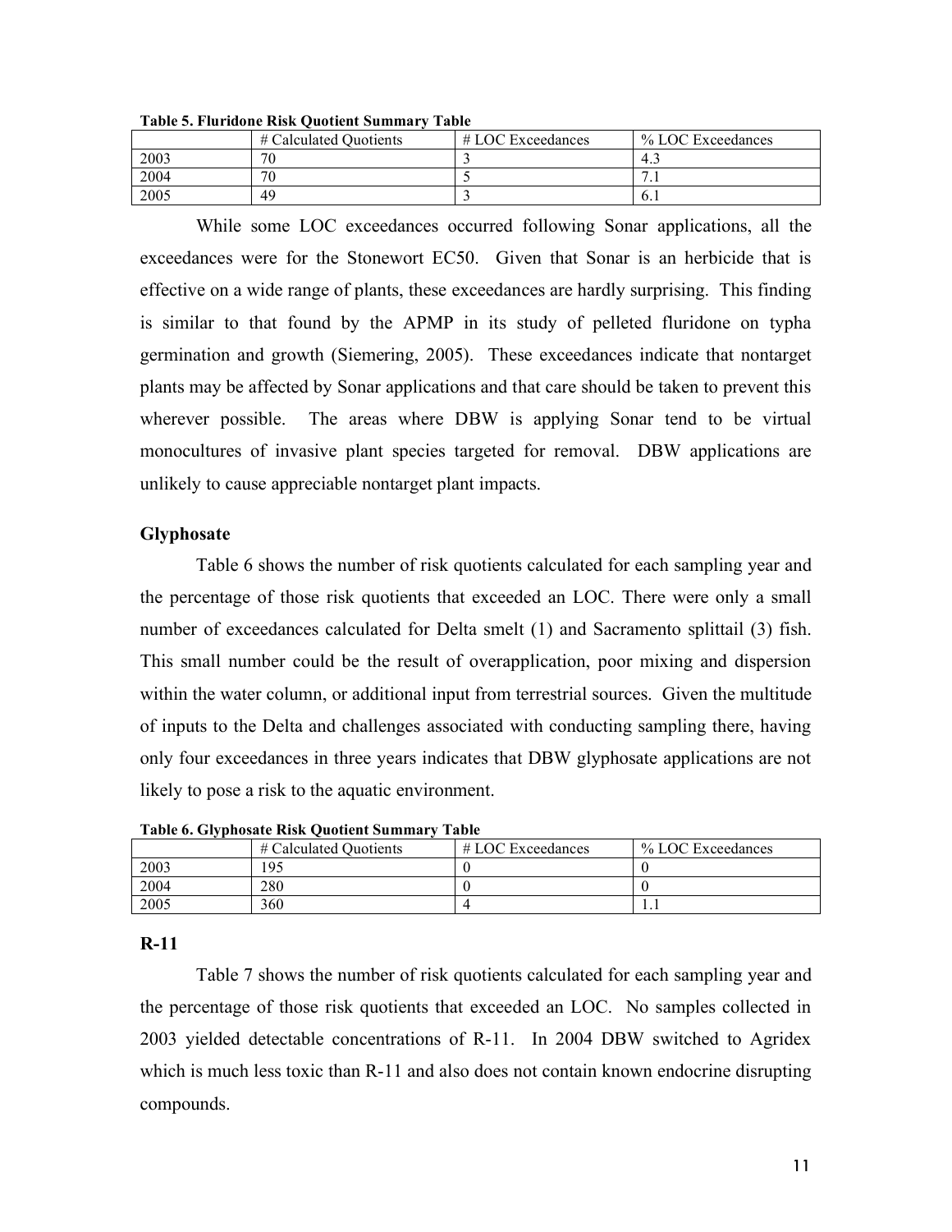**Table 5. Fluridone Risk Quotient Summary Table**

| | # Calculated Quotients | # LOC Exceedances | % LOC Exceedances |
|---|---|---|---|
| 2003 | 70 | 3 | 4.3 |
| 2004 | 70 | 5 | 7.1 |
| 2005 | 49 | 3 | 6.1 |

While some LOC exceedances occurred following Sonar applications, all the exceedances were for the Stonewort EC50. Given that Sonar is an herbicide that is effective on a wide range of plants, these exceedances are hardly surprising. This finding is similar to that found by the APMP in its study of pelleted fluridone on typha germination and growth (Siemering, 2005). These exceedances indicate that nontarget plants may be affected by Sonar applications and that care should be taken to prevent this wherever possible. The areas where DBW is applying Sonar tend to be virtual monocultures of invasive plant species targeted for removal. DBW applications are unlikely to cause appreciable nontarget plant impacts.

### Glyphosate

Table 6 shows the number of risk quotients calculated for each sampling year and the percentage of those risk quotients that exceeded an LOC. There were only a small number of exceedances calculated for Delta smelt (1) and Sacramento splittail (3) fish. This small number could be the result of overapplication, poor mixing and dispersion within the water column, or additional input from terrestrial sources. Given the multitude of inputs to the Delta and challenges associated with conducting sampling there, having only four exceedances in three years indicates that DBW glyphosate applications are not likely to pose a risk to the aquatic environment.

**Table 6. Glyphosate Risk Quotient Summary Table**

| | # Calculated Quotients | # LOC Exceedances | % LOC Exceedances |
|---|---|---|---|
| 2003 | 195 | 0 | 0 |
| 2004 | 280 | 0 | 0 |
| 2005 | 360 | 4 | 1.1 |

### R-11

Table 7 shows the number of risk quotients calculated for each sampling year and the percentage of those risk quotients that exceeded an LOC. No samples collected in 2003 yielded detectable concentrations of R-11. In 2004 DBW switched to Agridex which is much less toxic than R-11 and also does not contain known endocrine disrupting compounds.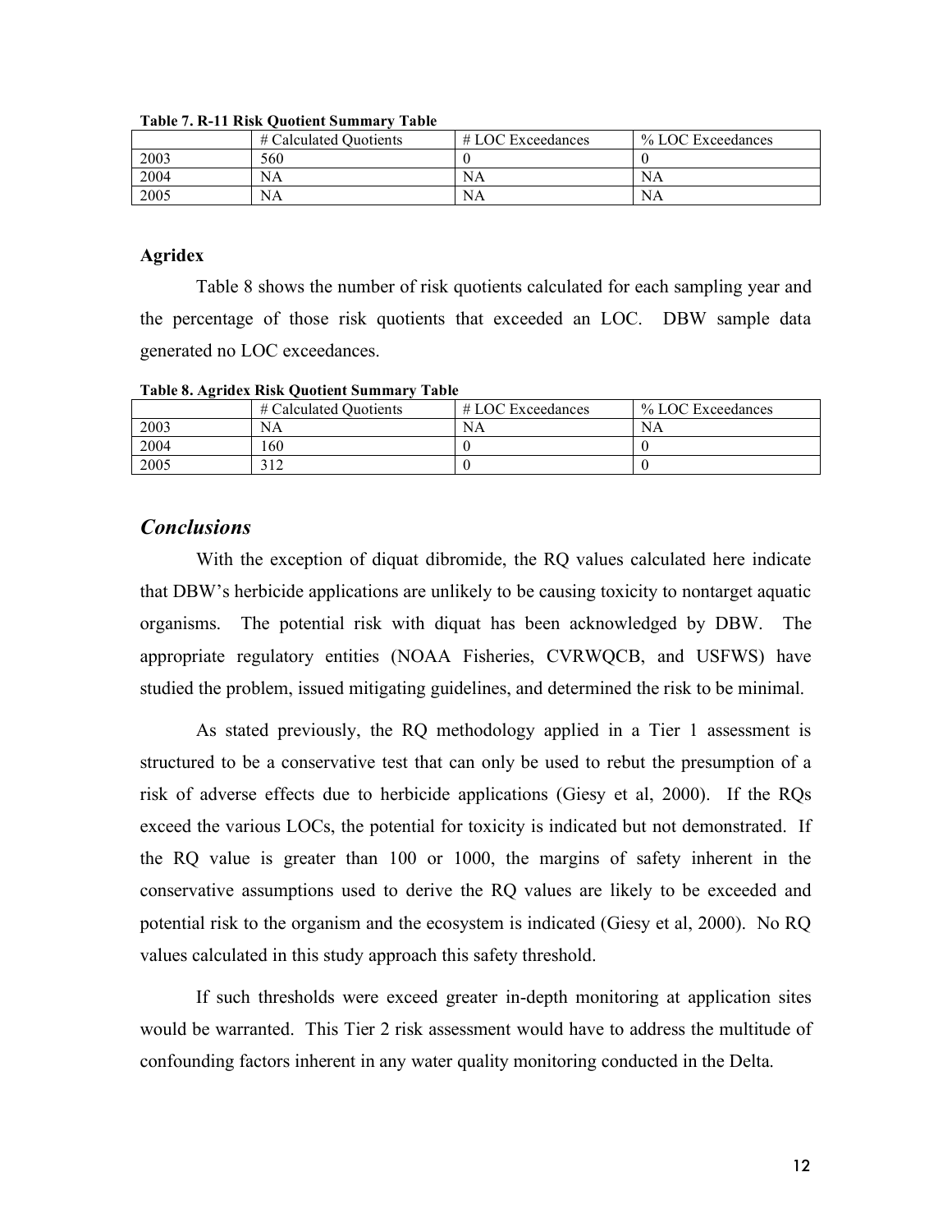**Table 7. R-11 Risk Quotient Summary Table**

| | # Calculated Quotients | # LOC Exceedances | % LOC Exceedances |
|---|---|---|---|
| 2003 | 560 | 0 | 0 |
| 2004 | NA | NA | NA |
| 2005 | NA | NA | NA |

### Agridex

Table 8 shows the number of risk quotients calculated for each sampling year and the percentage of those risk quotients that exceeded an LOC. DBW sample data generated no LOC exceedances.

**Table 8. Agridex Risk Quotient Summary Table**

| | # Calculated Quotients | # LOC Exceedances | % LOC Exceedances |
|---|---|---|---|
| 2003 | NA | NA | NA |
| 2004 | 160 | 0 | 0 |
| 2005 | 312 | 0 | 0 |

## *Conclusions*

With the exception of diquat dibromide, the RQ values calculated here indicate that DBW's herbicide applications are unlikely to be causing toxicity to nontarget aquatic organisms. The potential risk with diquat has been acknowledged by DBW. The appropriate regulatory entities (NOAA Fisheries, CVRWQCB, and USFWS) have studied the problem, issued mitigating guidelines, and determined the risk to be minimal.

As stated previously, the RQ methodology applied in a Tier 1 assessment is structured to be a conservative test that can only be used to rebut the presumption of a risk of adverse effects due to herbicide applications (Giesy et al, 2000). If the RQs exceed the various LOCs, the potential for toxicity is indicated but not demonstrated. If the RQ value is greater than 100 or 1000, the margins of safety inherent in the conservative assumptions used to derive the RQ values are likely to be exceeded and potential risk to the organism and the ecosystem is indicated (Giesy et al, 2000). No RQ values calculated in this study approach this safety threshold.

If such thresholds were exceed greater in-depth monitoring at application sites would be warranted. This Tier 2 risk assessment would have to address the multitude of confounding factors inherent in any water quality monitoring conducted in the Delta.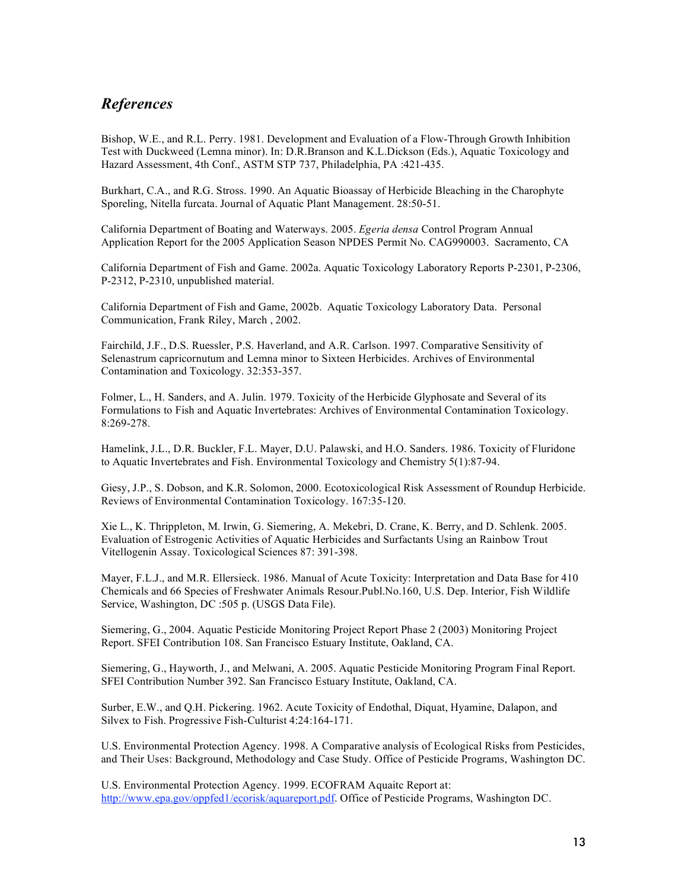## *References*

Bishop, W.E., and R.L. Perry. 1981. Development and Evaluation of a Flow-Through Growth Inhibition Test with Duckweed (Lemna minor). In: D.R.Branson and K.L.Dickson (Eds.), Aquatic Toxicology and Hazard Assessment, 4th Conf., ASTM STP 737, Philadelphia, PA :421-435.

Burkhart, C.A., and R.G. Stross. 1990. An Aquatic Bioassay of Herbicide Bleaching in the Charophyte Sporeling, Nitella furcata. Journal of Aquatic Plant Management. 28:50-51.

California Department of Boating and Waterways. 2005. *Egeria densa* Control Program Annual Application Report for the 2005 Application Season NPDES Permit No. CAG990003. Sacramento, CA

California Department of Fish and Game. 2002a. Aquatic Toxicology Laboratory Reports P-2301, P-2306, P-2312, P-2310, unpublished material.

California Department of Fish and Game, 2002b. Aquatic Toxicology Laboratory Data. Personal Communication, Frank Riley, March , 2002.

Fairchild, J.F., D.S. Ruessler, P.S. Haverland, and A.R. Carlson. 1997. Comparative Sensitivity of Selenastrum capricornutum and Lemna minor to Sixteen Herbicides. Archives of Environmental Contamination and Toxicology. 32:353-357.

Folmer, L., H. Sanders, and A. Julin. 1979. Toxicity of the Herbicide Glyphosate and Several of its Formulations to Fish and Aquatic Invertebrates: Archives of Environmental Contamination Toxicology. 8:269-278.

Hamelink, J.L., D.R. Buckler, F.L. Mayer, D.U. Palawski, and H.O. Sanders. 1986. Toxicity of Fluridone to Aquatic Invertebrates and Fish. Environmental Toxicology and Chemistry 5(1):87-94.

Giesy, J.P., S. Dobson, and K.R. Solomon, 2000. Ecotoxicological Risk Assessment of Roundup Herbicide. Reviews of Environmental Contamination Toxicology. 167:35-120.

Xie L., K. Thrippleton, M. Irwin, G. Siemering, A. Mekebri, D. Crane, K. Berry, and D. Schlenk. 2005. Evaluation of Estrogenic Activities of Aquatic Herbicides and Surfactants Using an Rainbow Trout Vitellogenin Assay. Toxicological Sciences 87: 391-398.

Mayer, F.L.J., and M.R. Ellersieck. 1986. Manual of Acute Toxicity: Interpretation and Data Base for 410 Chemicals and 66 Species of Freshwater Animals Resour.Publ.No.160, U.S. Dep. Interior, Fish Wildlife Service, Washington, DC :505 p. (USGS Data File).

Siemering, G., 2004. Aquatic Pesticide Monitoring Project Report Phase 2 (2003) Monitoring Project Report. SFEI Contribution 108. San Francisco Estuary Institute, Oakland, CA.

Siemering, G., Hayworth, J., and Melwani, A. 2005. Aquatic Pesticide Monitoring Program Final Report. SFEI Contribution Number 392. San Francisco Estuary Institute, Oakland, CA.

Surber, E.W., and Q.H. Pickering. 1962. Acute Toxicity of Endothal, Diquat, Hyamine, Dalapon, and Silvex to Fish. Progressive Fish-Culturist 4:24:164-171.

U.S. Environmental Protection Agency. 1998. A Comparative analysis of Ecological Risks from Pesticides, and Their Uses: Background, Methodology and Case Study. Office of Pesticide Programs, Washington DC.

U.S. Environmental Protection Agency. 1999. ECOFRAM Aquaitc Report at: http://www.epa.gov/oppfed1/ecorisk/aquareport.pdf. Office of Pesticide Programs, Washington DC.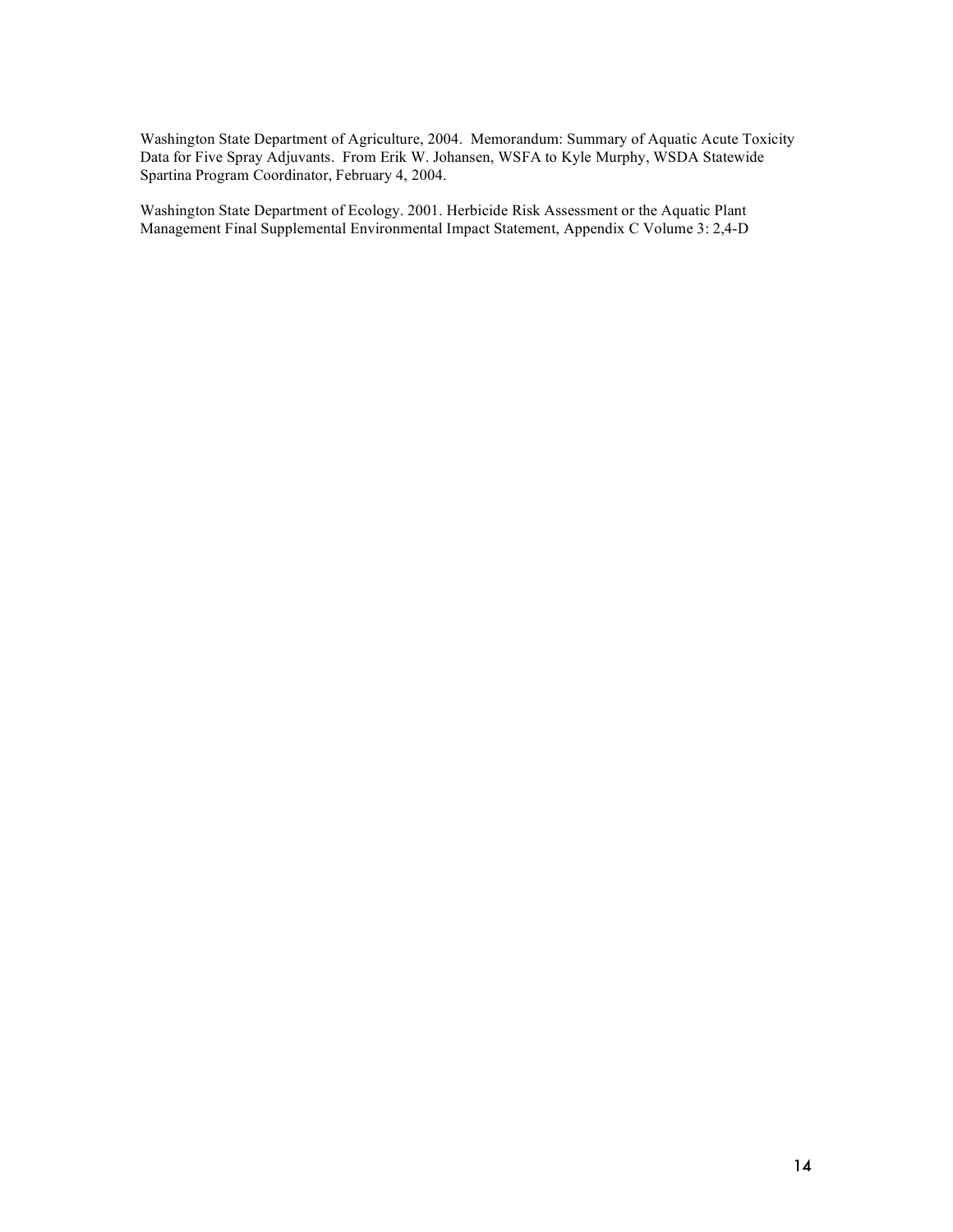Washington State Department of Agriculture, 2004. Memorandum: Summary of Aquatic Acute Toxicity Data for Five Spray Adjuvants. From Erik W. Johansen, WSFA to Kyle Murphy, WSDA Statewide Spartina Program Coordinator, February 4, 2004.

Washington State Department of Ecology. 2001. Herbicide Risk Assessment or the Aquatic Plant Management Final Supplemental Environmental Impact Statement, Appendix C Volume 3: 2,4-D